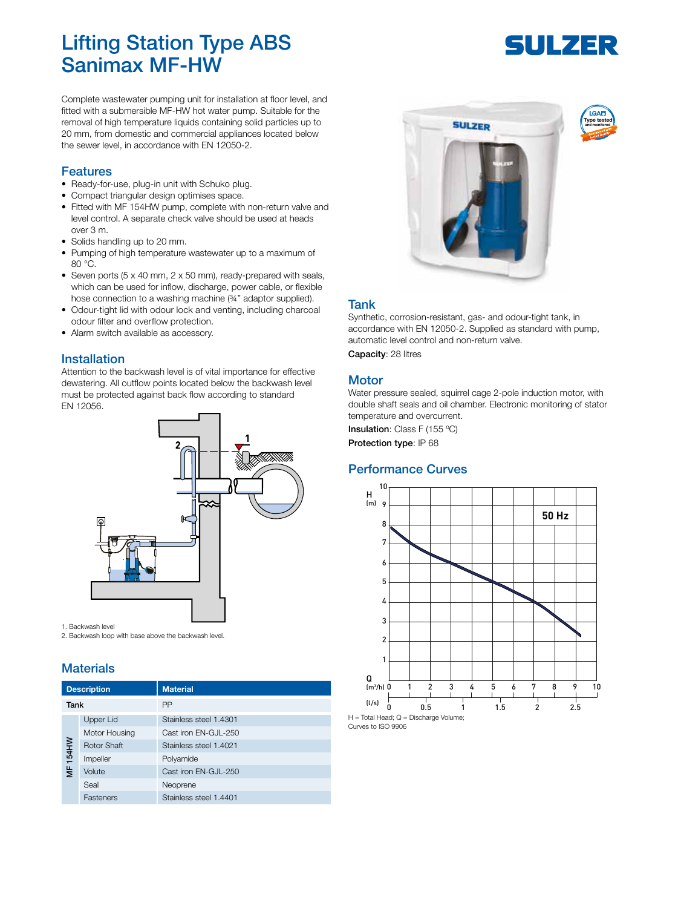# Lifting Station Type ABS Sanimax MF-HW

Complete wastewater pumping unit for installation at floor level, and fitted with a submersible MF-HW hot water pump. Suitable for the removal of high temperature liquids containing solid particles up to 20 mm, from domestic and commercial appliances located below the sewer level, in accordance with EN 12050-2.

## Features

- Ready-for-use, plug-in unit with Schuko plug.
- Compact triangular design optimises space.
- Fitted with MF 154HW pump, complete with non-return valve and level control. A separate check valve should be used at heads over 3 m.
- Solids handling up to 20 mm.
- Pumping of high temperature wastewater up to a maximum of 80 °C.
- Seven ports (5 x 40 mm, 2 x 50 mm), ready-prepared with seals, which can be used for inflow, discharge, power cable, or flexible hose connection to a washing machine (¾" adaptor supplied).
- Odour-tight lid with odour lock and venting, including charcoal odour filter and overflow protection.
- Alarm switch available as accessory.

## Installation

Attention to the backwash level is of vital importance for effective dewatering. All outflow points located below the backwash level must be protected against back flow according to standard EN 12056.

1. Backwash level
2. Backwash loop with base above the backwash level.

## Materials

| Description | | Material |
|---|---|---|
| Tank | | PP |
| MF 154HW | Upper Lid | Stainless steel 1.4301 |
| | Motor Housing | Cast iron EN-GJL-250 |
| | Rotor Shaft | Stainless steel 1.4021 |
| | Impeller | Polyamide |
| | Volute | Cast iron EN-GJL-250 |
| | Seal | Neoprene |
| | Fasteners | Stainless steel 1.4401 |

## Tank

Synthetic, corrosion-resistant, gas- and odour-tight tank, in accordance with EN 12050-2. Supplied as standard with pump, automatic level control and non-return valve.

**Capacity**: 28 litres

## Motor

Water pressure sealed, squirrel cage 2-pole induction motor, with double shaft seals and oil chamber. Electronic monitoring of stator temperature and overcurrent.

**Insulation**: Class F (155 °C)

**Protection type**: IP 68

## Performance Curves

H = Total Head; Q = Discharge Volume;
Curves to ISO 9906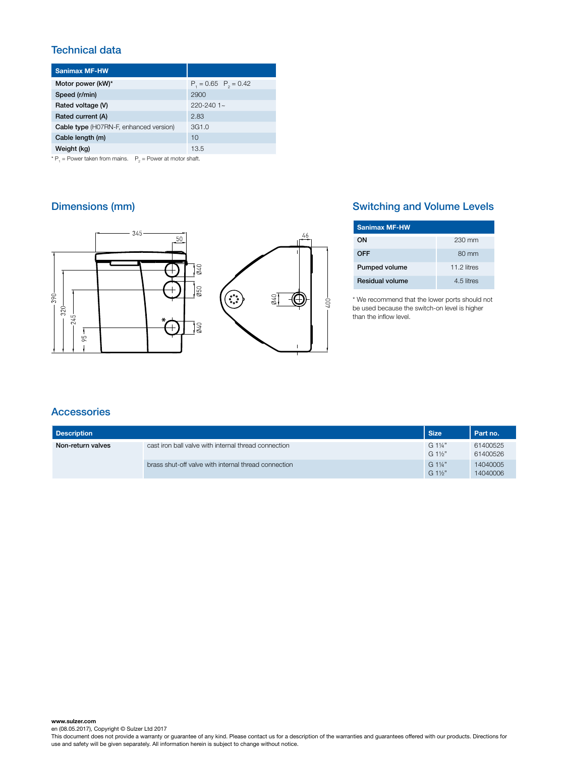## Technical data

| Sanimax MF-HW | |
|---|---|
| **Motor power (kW)*** | $P_1$ = 0.65  $P_2$ = 0.42 |
| **Speed (r/min)** | 2900 |
| **Rated voltage (V)** | 220-240 1~ |
| **Rated current (A)** | 2.83 |
| **Cable type** (H07RN-F, enhanced version) | 3G1.0 |
| **Cable length (m)** | 10 |
| **Weight (kg)** | 13.5 |

* $P_1$ = Power taken from mains.  $P_2$ = Power at motor shaft.

## Dimensions (mm)

345
50
390
320
245
95
Ø40
Ø50
Ø40
*
46
Ø40
400

## Switching and Volume Levels

| Sanimax MF-HW | |
|---|---|
| **ON** | 230 mm |
| **OFF** | 80 mm |
| **Pumped volume** | 11.2 litres |
| **Residual volume** | 4.5 litres |

* We recommend that the lower ports should not be used because the switch-on level is higher than the inflow level.

## Accessories

| Description | | Size | Part no. |
|---|---|---|---|
| **Non-return valves** | cast iron ball valve with internal thread connection | G 1¼"<br>G 1½" | 61400525<br>61400526 |
| | brass shut-off valve with internal thread connection | G 1¼"<br>G 1½" | 14040005<br>14040006 |

**www.sulzer.com**
en (08.05.2017), Copyright © Sulzer Ltd 2017
This document does not provide a warranty or guarantee of any kind. Please contact us for a description of the warranties and guarantees offered with our products. Directions for use and safety will be given separately. All information herein is subject to change without notice.